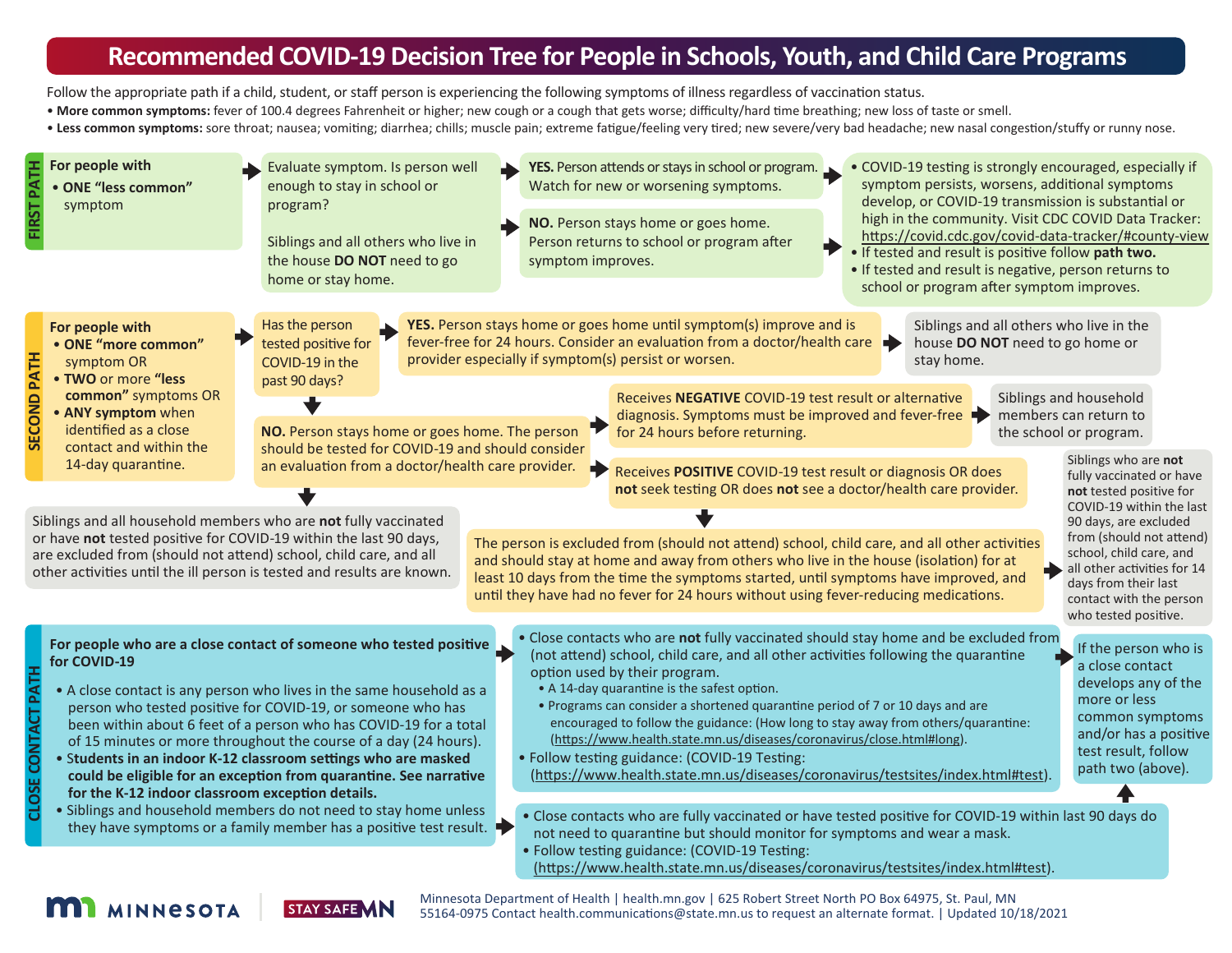# Recommended COVID-19 Decision Tree for People in Schools, Youth, and Child Care Programs

Follow the appropriate path if a child, student, or staff person is experiencing the following symptoms of illness regardless of vaccination status.

- **More common symptoms:** fever of 100.4 degrees Fahrenheit or higher; new cough or a cough that gets worse; difficulty/hard time breathing; new loss of taste or smell.
- **Less common symptoms:** sore throat; nausea; vomiting; diarrhea; chills; muscle pain; extreme fatigue/feeling very tired; new severe/very bad headache; new nasal congestion/stuffy or runny nose.

## FIRST PATH

**For people with**

- **ONE "less common"** symptom

→ Evaluate symptom. Is person well enough to stay in school or program?

Siblings and all others who live in the house **DO NOT** need to go home or stay home.

→ **YES.** Person attends or stays in school or program. Watch for new or worsening symptoms.

→ **NO.** Person stays home or goes home. Person returns to school or program after symptom improves.

→

- COVID-19 testing is strongly encouraged, especially if symptom persists, worsens, additional symptoms develop, or COVID-19 transmission is substantial or high in the community. Visit CDC COVID Data Tracker: https://covid.cdc.gov/covid-data-tracker/#county-view
- If tested and result is positive follow **path two.**
- If tested and result is negative, person returns to school or program after symptom improves.

## SECOND PATH

**For people with**

- **ONE "more common"** symptom OR
- **TWO** or more **"less common"** symptoms OR
- **ANY symptom** when identified as a close contact and within the 14-day quarantine.

→ Has the person tested positive for COVID-19 in the past 90 days?

→ **YES.** Person stays home or goes home until symptom(s) improve and is fever-free for 24 hours. Consider an evaluation from a doctor/health care provider especially if symptom(s) persist or worsen.

→ Siblings and all others who live in the house **DO NOT** need to go home or stay home.

↓ **NO.** Person stays home or goes home. The person should be tested for COVID-19 and should consider an evaluation from a doctor/health care provider.

↓ Siblings and all household members who are **not** fully vaccinated or have **not** tested positive for COVID-19 within the last 90 days, are excluded from (should not attend) school, child care, and all other activities until the ill person is tested and results are known.

→ Receives **NEGATIVE** COVID-19 test result or alternative diagnosis. Symptoms must be improved and fever-free for 24 hours before returning.

→ Siblings and household members can return to the school or program.

→ Receives **POSITIVE** COVID-19 test result or diagnosis OR does **not** seek testing OR does **not** see a doctor/health care provider.

↓ The person is excluded from (should not attend) school, child care, and all other activities and should stay at home and away from others who live in the house (isolation) for at least 10 days from the time the symptoms started, until symptoms have improved, and until they have had no fever for 24 hours without using fever-reducing medications.

→ Siblings who are **not** fully vaccinated or have **not** tested positive for COVID-19 within the last 90 days, are excluded from (should not attend) school, child care, and all other activities for 14 days from their last contact with the person who tested positive.

## CLOSE CONTACT PATH

**For people who are a close contact of someone who tested positive for COVID-19**

- A close contact is any person who lives in the same household as a person who tested positive for COVID-19, or someone who has been within about 6 feet of a person who has COVID-19 for a total of 15 minutes or more throughout the course of a day (24 hours).
- **Students in an indoor K-12 classroom settings who are masked could be eligible for an exception from quarantine. See narrative for the K-12 indoor classroom exception details.**
- Siblings and household members do not need to stay home unless they have symptoms or a family member has a positive test result.

→

- Close contacts who are **not** fully vaccinated should stay home and be excluded from (not attend) school, child care, and all other activities following the quarantine option used by their program.
  - A 14-day quarantine is the safest option.
  - Programs can consider a shortened quarantine period of 7 or 10 days and are encouraged to follow the guidance: (How long to stay away from others/quarantine: (https://www.health.state.mn.us/diseases/coronavirus/close.html#long).
- Follow testing guidance: (COVID-19 Testing: (https://www.health.state.mn.us/diseases/coronavirus/testsites/index.html#test).

→ If the person who is a close contact develops any of the more or less common symptoms and/or has a positive test result, follow path two (above).

→

- Close contacts who are fully vaccinated or have tested positive for COVID-19 within last 90 days do not need to quarantine but should monitor for symptoms and wear a mask.
- Follow testing guidance: (COVID-19 Testing: (https://www.health.state.mn.us/diseases/coronavirus/testsites/index.html#test).

MINNESOTA | STAY SAFE MN

Minnesota Department of Health | health.mn.gov | 625 Robert Street North PO Box 64975, St. Paul, MN 55164-0975 Contact health.communications@state.mn.us to request an alternate format. | Updated 10/18/2021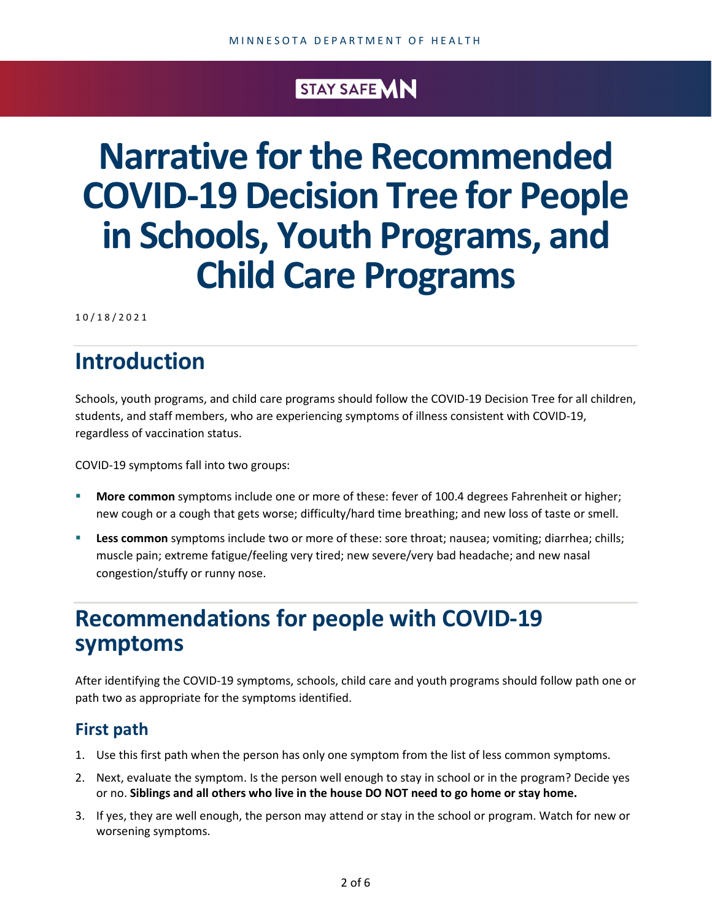# Narrative for the Recommended COVID-19 Decision Tree for People in Schools, Youth Programs, and Child Care Programs

10/18/2021

## Introduction

Schools, youth programs, and child care programs should follow the COVID-19 Decision Tree for all children, students, and staff members, who are experiencing symptoms of illness consistent with COVID-19, regardless of vaccination status.

COVID-19 symptoms fall into two groups:

- **More common** symptoms include one or more of these: fever of 100.4 degrees Fahrenheit or higher; new cough or a cough that gets worse; difficulty/hard time breathing; and new loss of taste or smell.
- **Less common** symptoms include two or more of these: sore throat; nausea; vomiting; diarrhea; chills; muscle pain; extreme fatigue/feeling very tired; new severe/very bad headache; and new nasal congestion/stuffy or runny nose.

## Recommendations for people with COVID-19 symptoms

After identifying the COVID-19 symptoms, schools, child care and youth programs should follow path one or path two as appropriate for the symptoms identified.

### First path

1. Use this first path when the person has only one symptom from the list of less common symptoms.
2. Next, evaluate the symptom. Is the person well enough to stay in school or in the program? Decide yes or no. **Siblings and all others who live in the house DO NOT need to go home or stay home.**
3. If yes, they are well enough, the person may attend or stay in the school or program. Watch for new or worsening symptoms.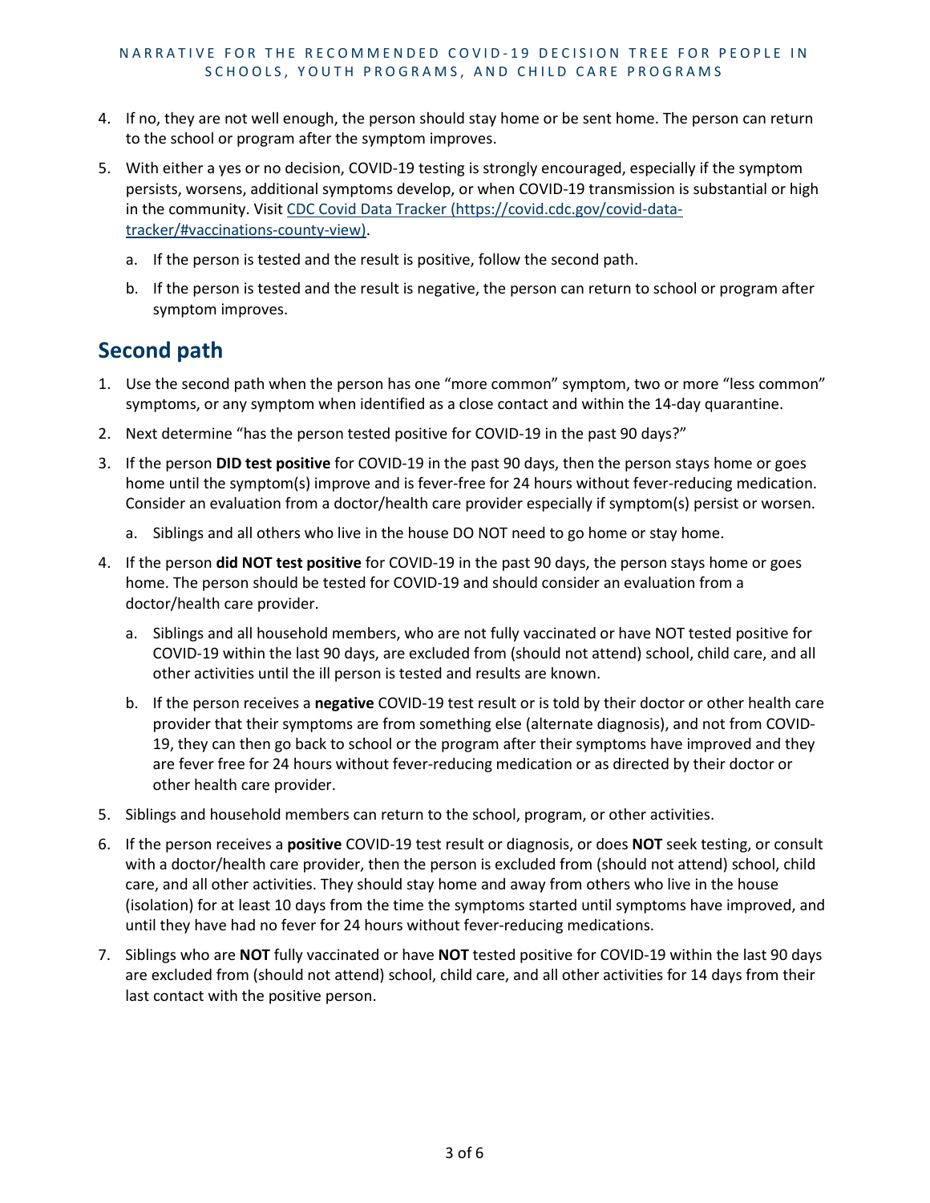4. If no, they are not well enough, the person should stay home or be sent home. The person can return to the school or program after the symptom improves.
5. With either a yes or no decision, COVID-19 testing is strongly encouraged, especially if the symptom persists, worsens, additional symptoms develop, or when COVID-19 transmission is substantial or high in the community. Visit [CDC Covid Data Tracker (https://covid.cdc.gov/covid-data-tracker/#vaccinations-county-view)](https://covid.cdc.gov/covid-data-tracker/#vaccinations-county-view).
   a. If the person is tested and the result is positive, follow the second path.
   b. If the person is tested and the result is negative, the person can return to school or program after symptom improves.

## Second path

1. Use the second path when the person has one "more common" symptom, two or more "less common" symptoms, or any symptom when identified as a close contact and within the 14-day quarantine.
2. Next determine "has the person tested positive for COVID-19 in the past 90 days?"
3. If the person **DID test positive** for COVID-19 in the past 90 days, then the person stays home or goes home until the symptom(s) improve and is fever-free for 24 hours without fever-reducing medication. Consider an evaluation from a doctor/health care provider especially if symptom(s) persist or worsen.
   a. Siblings and all others who live in the house DO NOT need to go home or stay home.
4. If the person **did NOT test positive** for COVID-19 in the past 90 days, the person stays home or goes home. The person should be tested for COVID-19 and should consider an evaluation from a doctor/health care provider.
   a. Siblings and all household members, who are not fully vaccinated or have NOT tested positive for COVID-19 within the last 90 days, are excluded from (should not attend) school, child care, and all other activities until the ill person is tested and results are known.
   b. If the person receives a **negative** COVID-19 test result or is told by their doctor or other health care provider that their symptoms are from something else (alternate diagnosis), and not from COVID-19, they can then go back to school or the program after their symptoms have improved and they are fever free for 24 hours without fever-reducing medication or as directed by their doctor or other health care provider.
5. Siblings and household members can return to the school, program, or other activities.
6. If the person receives a **positive** COVID-19 test result or diagnosis, or does **NOT** seek testing, or consult with a doctor/health care provider, then the person is excluded from (should not attend) school, child care, and all other activities. They should stay home and away from others who live in the house (isolation) for at least 10 days from the time the symptoms started until symptoms have improved, and until they have had no fever for 24 hours without fever-reducing medications.
7. Siblings who are **NOT** fully vaccinated or have **NOT** tested positive for COVID-19 within the last 90 days are excluded from (should not attend) school, child care, and all other activities for 14 days from their last contact with the positive person.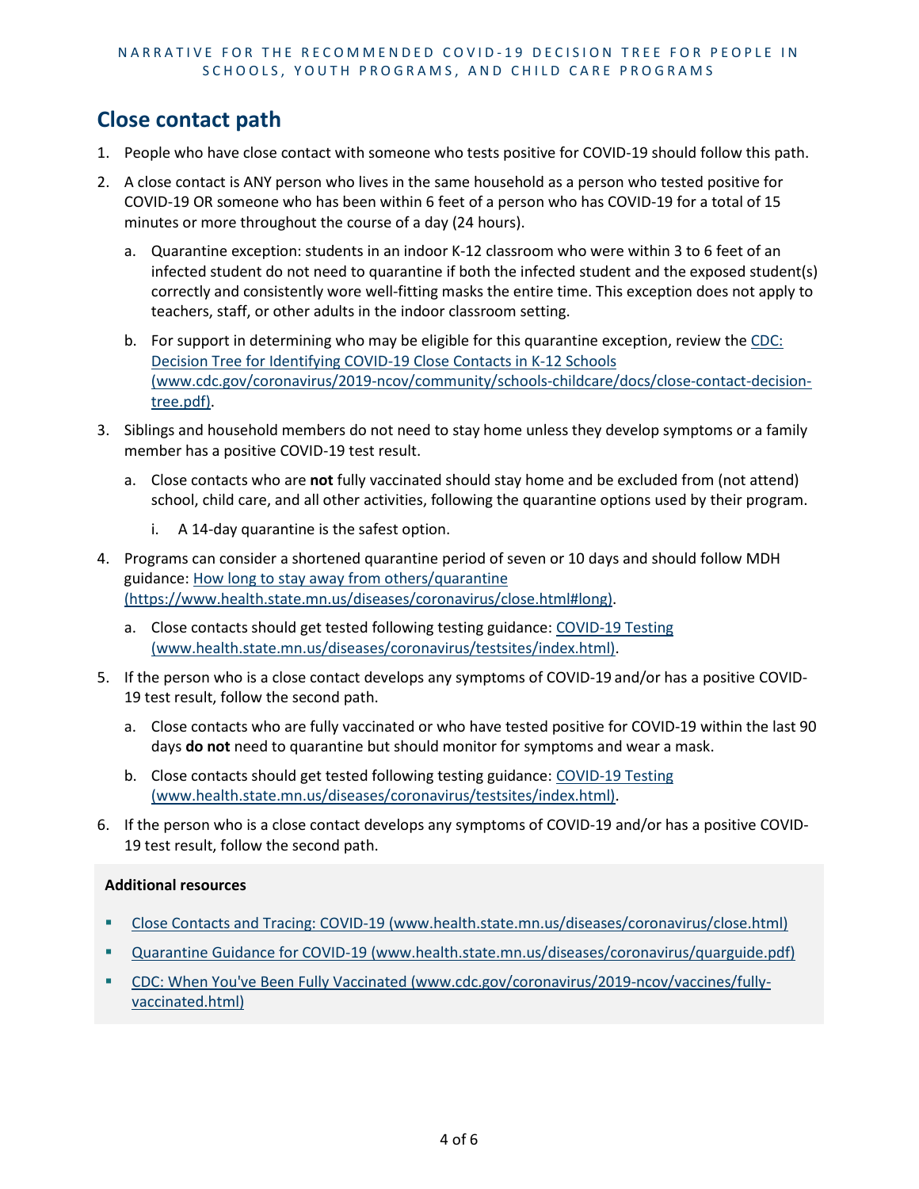## Close contact path

1. People who have close contact with someone who tests positive for COVID-19 should follow this path.
2. A close contact is ANY person who lives in the same household as a person who tested positive for COVID-19 OR someone who has been within 6 feet of a person who has COVID-19 for a total of 15 minutes or more throughout the course of a day (24 hours).
   a. Quarantine exception: students in an indoor K-12 classroom who were within 3 to 6 feet of an infected student do not need to quarantine if both the infected student and the exposed student(s) correctly and consistently wore well-fitting masks the entire time. This exception does not apply to teachers, staff, or other adults in the indoor classroom setting.
   b. For support in determining who may be eligible for this quarantine exception, review the [CDC: Decision Tree for Identifying COVID-19 Close Contacts in K-12 Schools (www.cdc.gov/coronavirus/2019-ncov/community/schools-childcare/docs/close-contact-decision-tree.pdf)](www.cdc.gov/coronavirus/2019-ncov/community/schools-childcare/docs/close-contact-decision-tree.pdf).
3. Siblings and household members do not need to stay home unless they develop symptoms or a family member has a positive COVID-19 test result.
   a. Close contacts who are **not** fully vaccinated should stay home and be excluded from (not attend) school, child care, and all other activities, following the quarantine options used by their program.
      i. A 14-day quarantine is the safest option.
4. Programs can consider a shortened quarantine period of seven or 10 days and should follow MDH guidance: [How long to stay away from others/quarantine (https://www.health.state.mn.us/diseases/coronavirus/close.html#long)](https://www.health.state.mn.us/diseases/coronavirus/close.html#long).
   a. Close contacts should get tested following testing guidance: [COVID-19 Testing (www.health.state.mn.us/diseases/coronavirus/testsites/index.html)](www.health.state.mn.us/diseases/coronavirus/testsites/index.html).
5. If the person who is a close contact develops any symptoms of COVID-19 and/or has a positive COVID-19 test result, follow the second path.
   a. Close contacts who are fully vaccinated or who have tested positive for COVID-19 within the last 90 days **do not** need to quarantine but should monitor for symptoms and wear a mask.
   b. Close contacts should get tested following testing guidance: [COVID-19 Testing (www.health.state.mn.us/diseases/coronavirus/testsites/index.html)](www.health.state.mn.us/diseases/coronavirus/testsites/index.html).
6. If the person who is a close contact develops any symptoms of COVID-19 and/or has a positive COVID-19 test result, follow the second path.

**Additional resources**

- [Close Contacts and Tracing: COVID-19 (www.health.state.mn.us/diseases/coronavirus/close.html)](www.health.state.mn.us/diseases/coronavirus/close.html)
- [Quarantine Guidance for COVID-19 (www.health.state.mn.us/diseases/coronavirus/quarguide.pdf)](www.health.state.mn.us/diseases/coronavirus/quarguide.pdf)
- [CDC: When You've Been Fully Vaccinated (www.cdc.gov/coronavirus/2019-ncov/vaccines/fully-vaccinated.html)](www.cdc.gov/coronavirus/2019-ncov/vaccines/fully-vaccinated.html)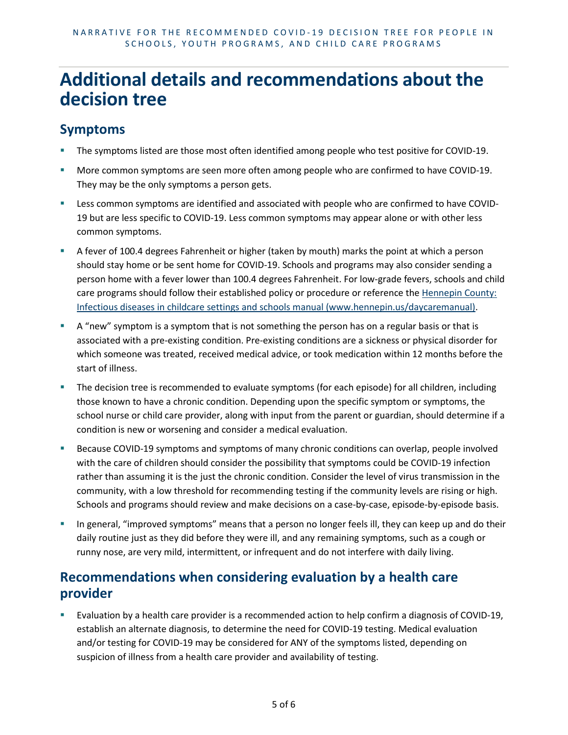# Additional details and recommendations about the decision tree

## Symptoms

- The symptoms listed are those most often identified among people who test positive for COVID-19.
- More common symptoms are seen more often among people who are confirmed to have COVID-19. They may be the only symptoms a person gets.
- Less common symptoms are identified and associated with people who are confirmed to have COVID-19 but are less specific to COVID-19. Less common symptoms may appear alone or with other less common symptoms.
- A fever of 100.4 degrees Fahrenheit or higher (taken by mouth) marks the point at which a person should stay home or be sent home for COVID-19. Schools and programs may also consider sending a person home with a fever lower than 100.4 degrees Fahrenheit. For low-grade fevers, schools and child care programs should follow their established policy or procedure or reference the [Hennepin County: Infectious diseases in childcare settings and schools manual (www.hennepin.us/daycaremanual)](www.hennepin.us/daycaremanual).
- A "new" symptom is a symptom that is not something the person has on a regular basis or that is associated with a pre-existing condition. Pre-existing conditions are a sickness or physical disorder for which someone was treated, received medical advice, or took medication within 12 months before the start of illness.
- The decision tree is recommended to evaluate symptoms (for each episode) for all children, including those known to have a chronic condition. Depending upon the specific symptom or symptoms, the school nurse or child care provider, along with input from the parent or guardian, should determine if a condition is new or worsening and consider a medical evaluation.
- Because COVID-19 symptoms and symptoms of many chronic conditions can overlap, people involved with the care of children should consider the possibility that symptoms could be COVID-19 infection rather than assuming it is the just the chronic condition. Consider the level of virus transmission in the community, with a low threshold for recommending testing if the community levels are rising or high. Schools and programs should review and make decisions on a case-by-case, episode-by-episode basis.
- In general, "improved symptoms" means that a person no longer feels ill, they can keep up and do their daily routine just as they did before they were ill, and any remaining symptoms, such as a cough or runny nose, are very mild, intermittent, or infrequent and do not interfere with daily living.

## Recommendations when considering evaluation by a health care provider

- Evaluation by a health care provider is a recommended action to help confirm a diagnosis of COVID-19, establish an alternate diagnosis, to determine the need for COVID-19 testing. Medical evaluation and/or testing for COVID-19 may be considered for ANY of the symptoms listed, depending on suspicion of illness from a health care provider and availability of testing.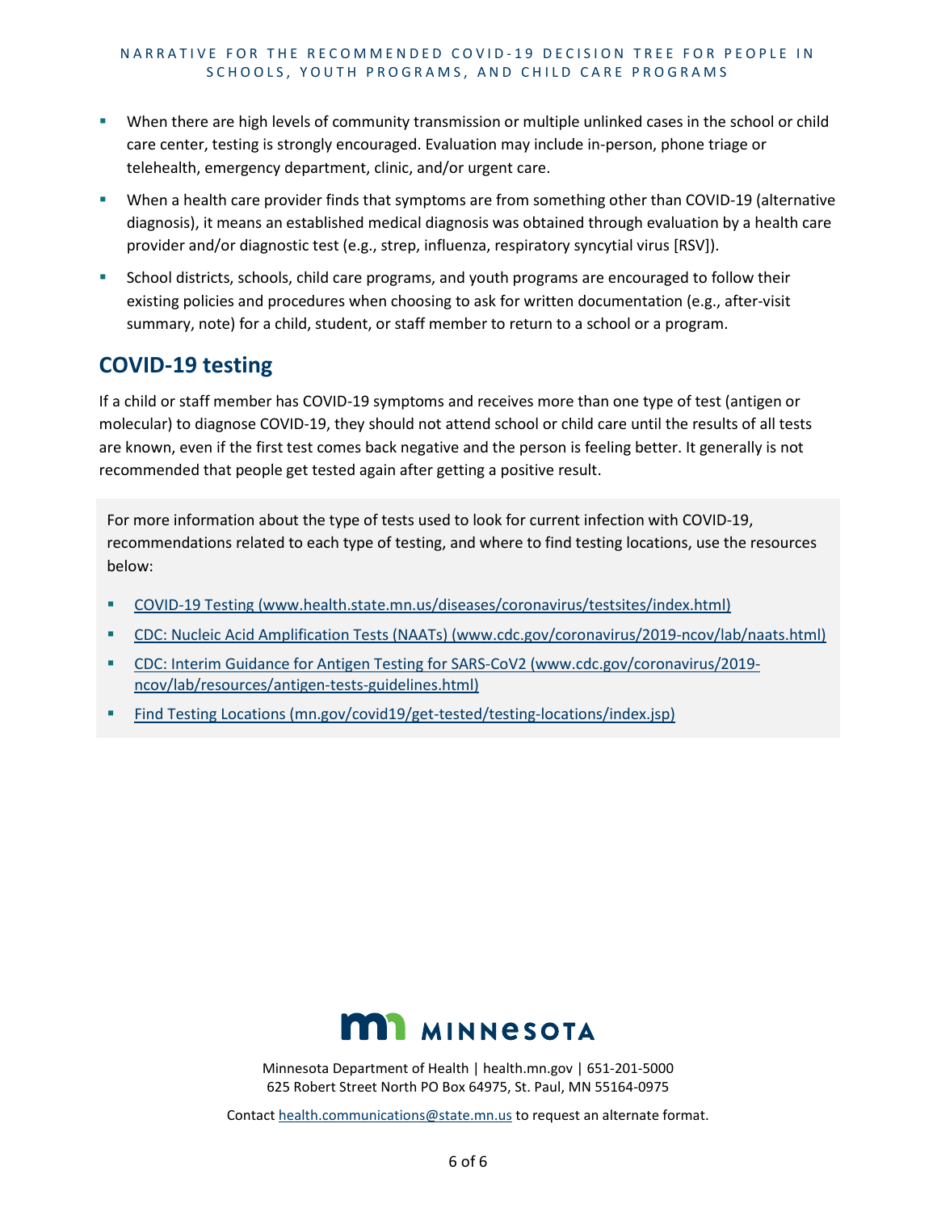- When there are high levels of community transmission or multiple unlinked cases in the school or child care center, testing is strongly encouraged. Evaluation may include in-person, phone triage or telehealth, emergency department, clinic, and/or urgent care.
- When a health care provider finds that symptoms are from something other than COVID-19 (alternative diagnosis), it means an established medical diagnosis was obtained through evaluation by a health care provider and/or diagnostic test (e.g., strep, influenza, respiratory syncytial virus [RSV]).
- School districts, schools, child care programs, and youth programs are encouraged to follow their existing policies and procedures when choosing to ask for written documentation (e.g., after-visit summary, note) for a child, student, or staff member to return to a school or a program.

## COVID-19 testing

If a child or staff member has COVID-19 symptoms and receives more than one type of test (antigen or molecular) to diagnose COVID-19, they should not attend school or child care until the results of all tests are known, even if the first test comes back negative and the person is feeling better. It generally is not recommended that people get tested again after getting a positive result.

For more information about the type of tests used to look for current infection with COVID-19, recommendations related to each type of testing, and where to find testing locations, use the resources below:

- [COVID-19 Testing (www.health.state.mn.us/diseases/coronavirus/testsites/index.html)](www.health.state.mn.us/diseases/coronavirus/testsites/index.html)
- [CDC: Nucleic Acid Amplification Tests (NAATs) (www.cdc.gov/coronavirus/2019-ncov/lab/naats.html)](www.cdc.gov/coronavirus/2019-ncov/lab/naats.html)
- [CDC: Interim Guidance for Antigen Testing for SARS-CoV2 (www.cdc.gov/coronavirus/2019-ncov/lab/resources/antigen-tests-guidelines.html)](www.cdc.gov/coronavirus/2019-ncov/lab/resources/antigen-tests-guidelines.html)
- [Find Testing Locations (mn.gov/covid19/get-tested/testing-locations/index.jsp)](mn.gov/covid19/get-tested/testing-locations/index.jsp)

MINNESOTA

Minnesota Department of Health | health.mn.gov | 651-201-5000
625 Robert Street North PO Box 64975, St. Paul, MN 55164-0975

Contact health.communications@state.mn.us to request an alternate format.